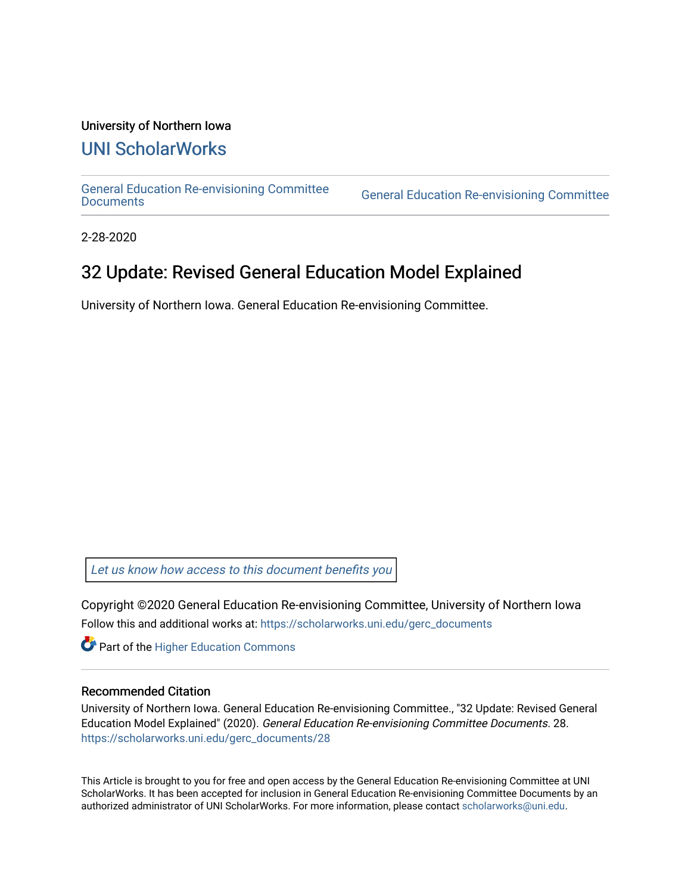University of Northern Iowa

## UNI ScholarWorks

General Education Re-envisioning Committee Documents | General Education Re-envisioning Committee

2-28-2020

# 32 Update: Revised General Education Model Explained

University of Northern Iowa. General Education Re-envisioning Committee.

Let us know how access to this document benefits you

Copyright ©2020 General Education Re-envisioning Committee, University of Northern Iowa

Follow this and additional works at: https://scholarworks.uni.edu/gerc_documents

Part of the Higher Education Commons

### Recommended Citation

University of Northern Iowa. General Education Re-envisioning Committee., "32 Update: Revised General Education Model Explained" (2020). *General Education Re-envisioning Committee Documents*. 28.
https://scholarworks.uni.edu/gerc_documents/28

This Article is brought to you for free and open access by the General Education Re-envisioning Committee at UNI ScholarWorks. It has been accepted for inclusion in General Education Re-envisioning Committee Documents by an authorized administrator of UNI ScholarWorks. For more information, please contact scholarworks@uni.edu.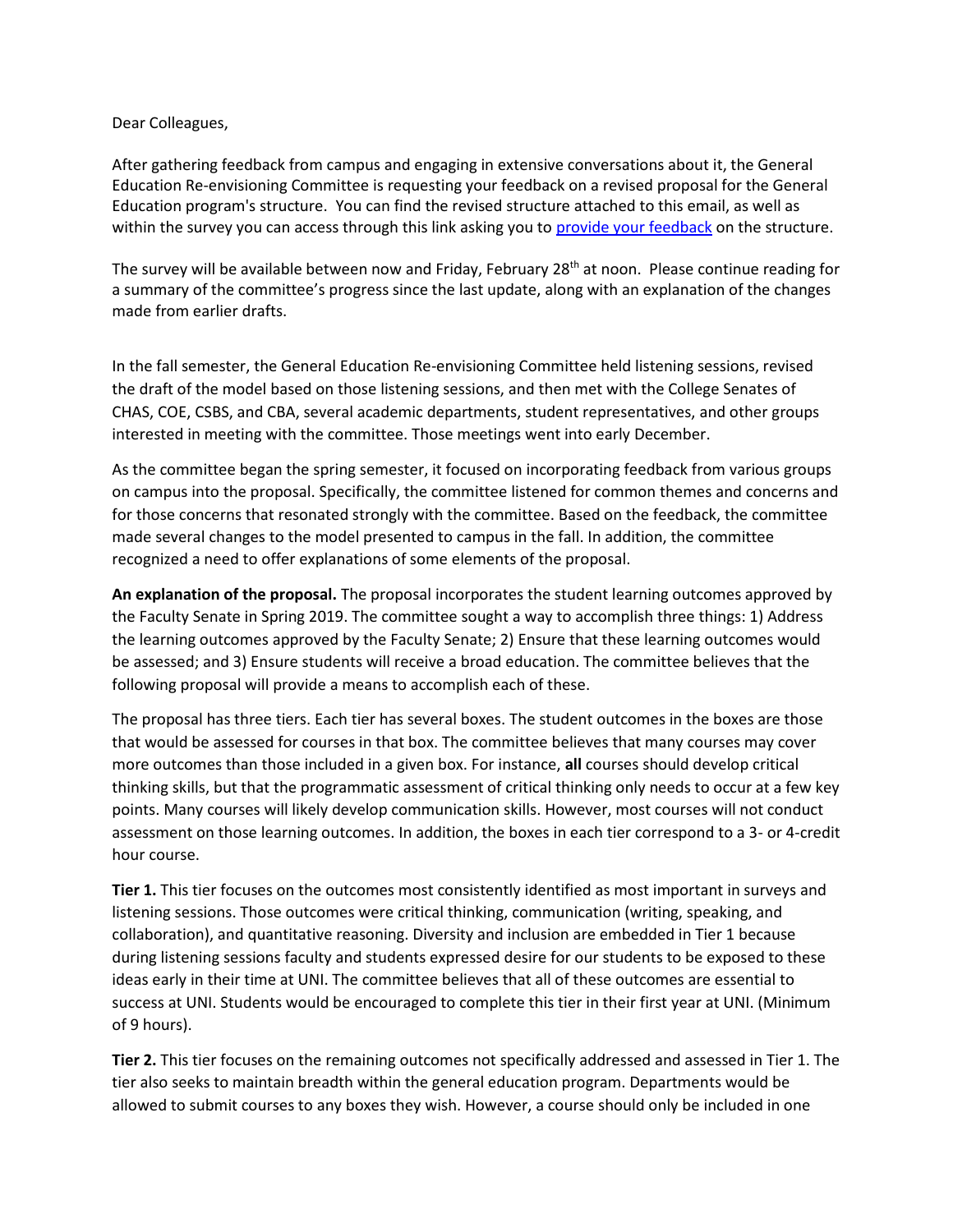Dear Colleagues,

After gathering feedback from campus and engaging in extensive conversations about it, the General Education Re-envisioning Committee is requesting your feedback on a revised proposal for the General Education program's structure. You can find the revised structure attached to this email, as well as within the survey you can access through this link asking you to [provide your feedback]() on the structure.

The survey will be available between now and Friday, February 28th at noon. Please continue reading for a summary of the committee's progress since the last update, along with an explanation of the changes made from earlier drafts.

In the fall semester, the General Education Re-envisioning Committee held listening sessions, revised the draft of the model based on those listening sessions, and then met with the College Senates of CHAS, COE, CSBS, and CBA, several academic departments, student representatives, and other groups interested in meeting with the committee. Those meetings went into early December.

As the committee began the spring semester, it focused on incorporating feedback from various groups on campus into the proposal. Specifically, the committee listened for common themes and concerns and for those concerns that resonated strongly with the committee. Based on the feedback, the committee made several changes to the model presented to campus in the fall. In addition, the committee recognized a need to offer explanations of some elements of the proposal.

**An explanation of the proposal.** The proposal incorporates the student learning outcomes approved by the Faculty Senate in Spring 2019. The committee sought a way to accomplish three things: 1) Address the learning outcomes approved by the Faculty Senate; 2) Ensure that these learning outcomes would be assessed; and 3) Ensure students will receive a broad education. The committee believes that the following proposal will provide a means to accomplish each of these.

The proposal has three tiers. Each tier has several boxes. The student outcomes in the boxes are those that would be assessed for courses in that box. The committee believes that many courses may cover more outcomes than those included in a given box. For instance, **all** courses should develop critical thinking skills, but that the programmatic assessment of critical thinking only needs to occur at a few key points. Many courses will likely develop communication skills. However, most courses will not conduct assessment on those learning outcomes. In addition, the boxes in each tier correspond to a 3- or 4-credit hour course.

**Tier 1.** This tier focuses on the outcomes most consistently identified as most important in surveys and listening sessions. Those outcomes were critical thinking, communication (writing, speaking, and collaboration), and quantitative reasoning. Diversity and inclusion are embedded in Tier 1 because during listening sessions faculty and students expressed desire for our students to be exposed to these ideas early in their time at UNI. The committee believes that all of these outcomes are essential to success at UNI. Students would be encouraged to complete this tier in their first year at UNI. (Minimum of 9 hours).

**Tier 2.** This tier focuses on the remaining outcomes not specifically addressed and assessed in Tier 1. The tier also seeks to maintain breadth within the general education program. Departments would be allowed to submit courses to any boxes they wish. However, a course should only be included in one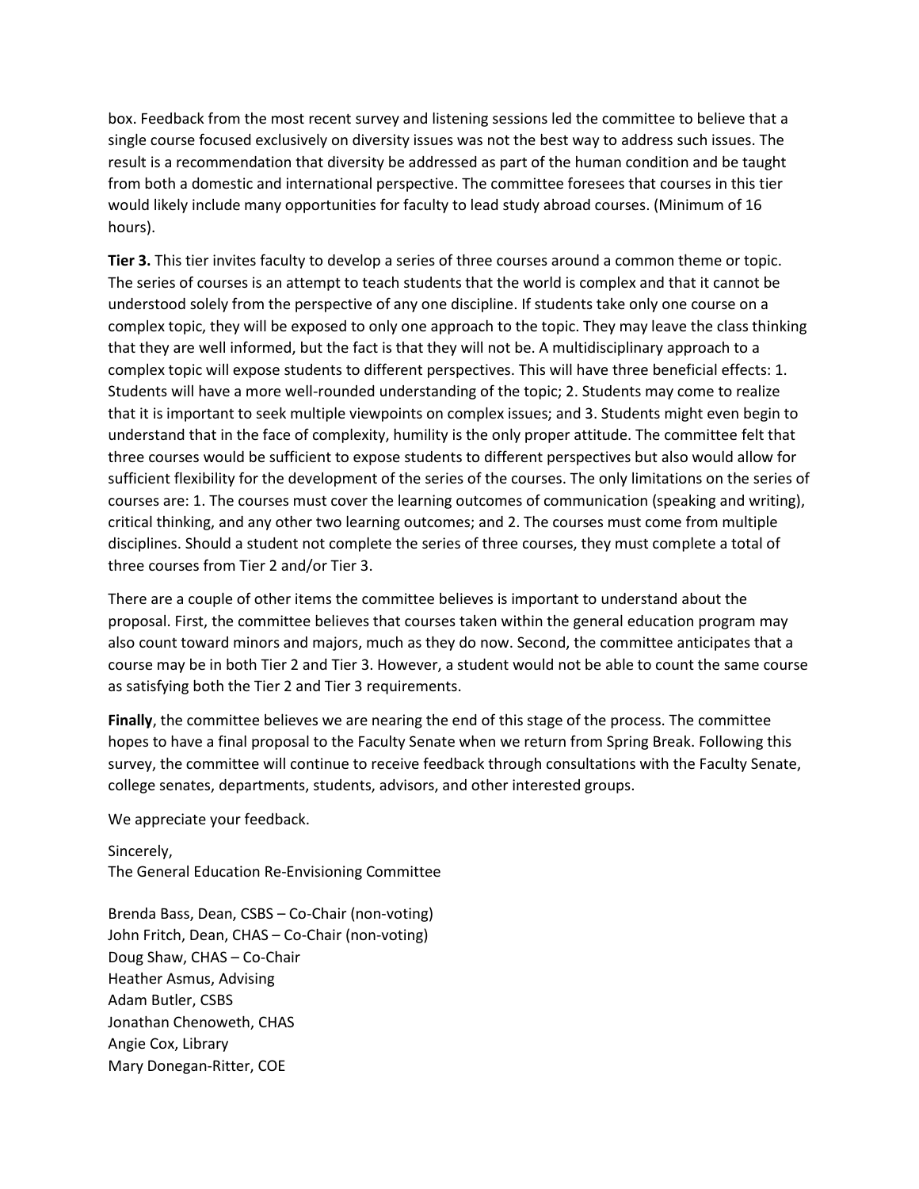box. Feedback from the most recent survey and listening sessions led the committee to believe that a single course focused exclusively on diversity issues was not the best way to address such issues. The result is a recommendation that diversity be addressed as part of the human condition and be taught from both a domestic and international perspective. The committee foresees that courses in this tier would likely include many opportunities for faculty to lead study abroad courses. (Minimum of 16 hours).

**Tier 3.** This tier invites faculty to develop a series of three courses around a common theme or topic. The series of courses is an attempt to teach students that the world is complex and that it cannot be understood solely from the perspective of any one discipline. If students take only one course on a complex topic, they will be exposed to only one approach to the topic. They may leave the class thinking that they are well informed, but the fact is that they will not be. A multidisciplinary approach to a complex topic will expose students to different perspectives. This will have three beneficial effects: 1. Students will have a more well-rounded understanding of the topic; 2. Students may come to realize that it is important to seek multiple viewpoints on complex issues; and 3. Students might even begin to understand that in the face of complexity, humility is the only proper attitude. The committee felt that three courses would be sufficient to expose students to different perspectives but also would allow for sufficient flexibility for the development of the series of the courses. The only limitations on the series of courses are: 1. The courses must cover the learning outcomes of communication (speaking and writing), critical thinking, and any other two learning outcomes; and 2. The courses must come from multiple disciplines. Should a student not complete the series of three courses, they must complete a total of three courses from Tier 2 and/or Tier 3.

There are a couple of other items the committee believes is important to understand about the proposal. First, the committee believes that courses taken within the general education program may also count toward minors and majors, much as they do now. Second, the committee anticipates that a course may be in both Tier 2 and Tier 3. However, a student would not be able to count the same course as satisfying both the Tier 2 and Tier 3 requirements.

**Finally**, the committee believes we are nearing the end of this stage of the process. The committee hopes to have a final proposal to the Faculty Senate when we return from Spring Break. Following this survey, the committee will continue to receive feedback through consultations with the Faculty Senate, college senates, departments, students, advisors, and other interested groups.

We appreciate your feedback.

Sincerely,
The General Education Re-Envisioning Committee

Brenda Bass, Dean, CSBS – Co-Chair (non-voting)
John Fritch, Dean, CHAS – Co-Chair (non-voting)
Doug Shaw, CHAS – Co-Chair
Heather Asmus, Advising
Adam Butler, CSBS
Jonathan Chenoweth, CHAS
Angie Cox, Library
Mary Donegan-Ritter, COE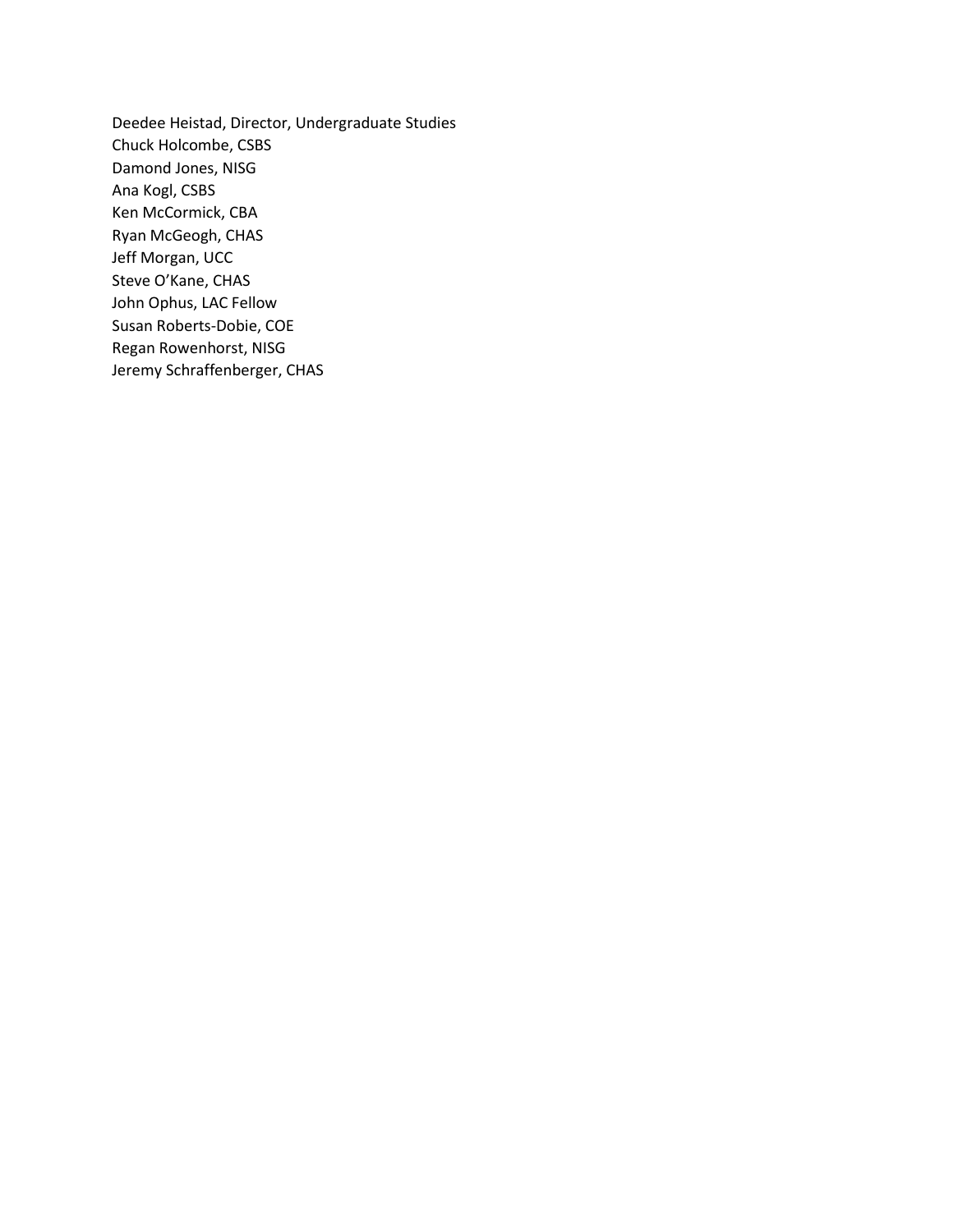Deedee Heistad, Director, Undergraduate Studies
Chuck Holcombe, CSBS
Damond Jones, NISG
Ana Kogl, CSBS
Ken McCormick, CBA
Ryan McGeogh, CHAS
Jeff Morgan, UCC
Steve O'Kane, CHAS
John Ophus, LAC Fellow
Susan Roberts-Dobie, COE
Regan Rowenhorst, NISG
Jeremy Schraffenberger, CHAS